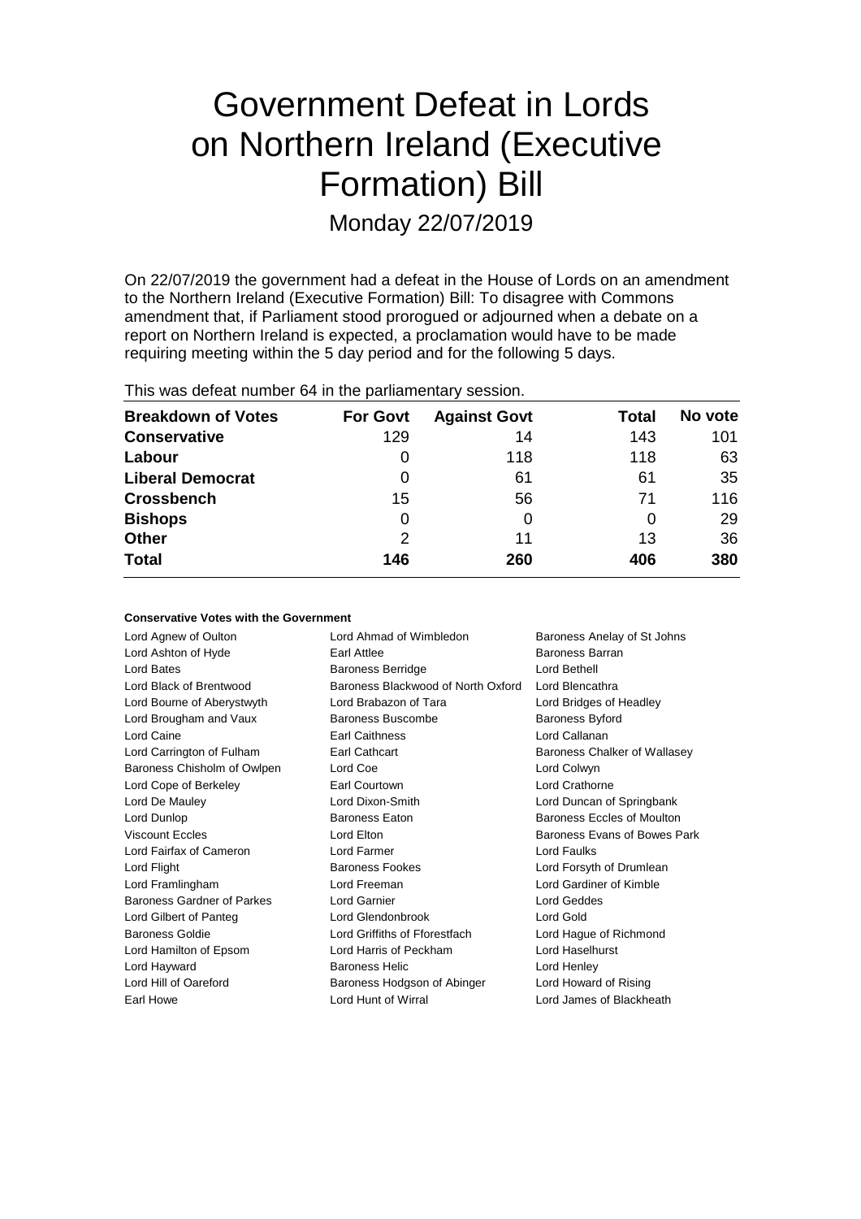# Government Defeat in Lords on Northern Ireland (Executive Formation) Bill

Monday 22/07/2019

On 22/07/2019 the government had a defeat in the House of Lords on an amendment to the Northern Ireland (Executive Formation) Bill: To disagree with Commons amendment that, if Parliament stood prorogued or adjourned when a debate on a report on Northern Ireland is expected, a proclamation would have to be made requiring meeting within the 5 day period and for the following 5 days.

This was defeat number 64 in the parliamentary session.

| Breakdown of Votes | For Govt | Against Govt | Total | No vote |
|---|---|---|---|---|
| Conservative | 129 | 14 | 143 | 101 |
| Labour | 0 | 118 | 118 | 63 |
| Liberal Democrat | 0 | 61 | 61 | 35 |
| Crossbench | 15 | 56 | 71 | 116 |
| Bishops | 0 | 0 | 0 | 29 |
| Other | 2 | 11 | 13 | 36 |
| **Total** | **146** | **260** | **406** | **380** |

**Conservative Votes with the Government**

| | | |
|---|---|---|
| Lord Agnew of Oulton | Lord Ahmad of Wimbledon | Baroness Anelay of St Johns |
| Lord Ashton of Hyde | Earl Attlee | Baroness Barran |
| Lord Bates | Baroness Berridge | Lord Bethell |
| Lord Black of Brentwood | Baroness Blackwood of North Oxford | Lord Blencathra |
| Lord Bourne of Aberystwyth | Lord Brabazon of Tara | Lord Bridges of Headley |
| Lord Brougham and Vaux | Baroness Buscombe | Baroness Byford |
| Lord Caine | Earl Caithness | Lord Callanan |
| Lord Carrington of Fulham | Earl Cathcart | Baroness Chalker of Wallasey |
| Baroness Chisholm of Owlpen | Lord Coe | Lord Colwyn |
| Lord Cope of Berkeley | Earl Courtown | Lord Crathorne |
| Lord De Mauley | Lord Dixon-Smith | Lord Duncan of Springbank |
| Lord Dunlop | Baroness Eaton | Baroness Eccles of Moulton |
| Viscount Eccles | Lord Elton | Baroness Evans of Bowes Park |
| Lord Fairfax of Cameron | Lord Farmer | Lord Faulks |
| Lord Flight | Baroness Fookes | Lord Forsyth of Drumlean |
| Lord Framlingham | Lord Freeman | Lord Gardiner of Kimble |
| Baroness Gardner of Parkes | Lord Garnier | Lord Geddes |
| Lord Gilbert of Panteg | Lord Glendonbrook | Lord Gold |
| Baroness Goldie | Lord Griffiths of Fforestfach | Lord Hague of Richmond |
| Lord Hamilton of Epsom | Lord Harris of Peckham | Lord Haselhurst |
| Lord Hayward | Baroness Helic | Lord Henley |
| Lord Hill of Oareford | Baroness Hodgson of Abinger | Lord Howard of Rising |
| Earl Howe | Lord Hunt of Wirral | Lord James of Blackheath |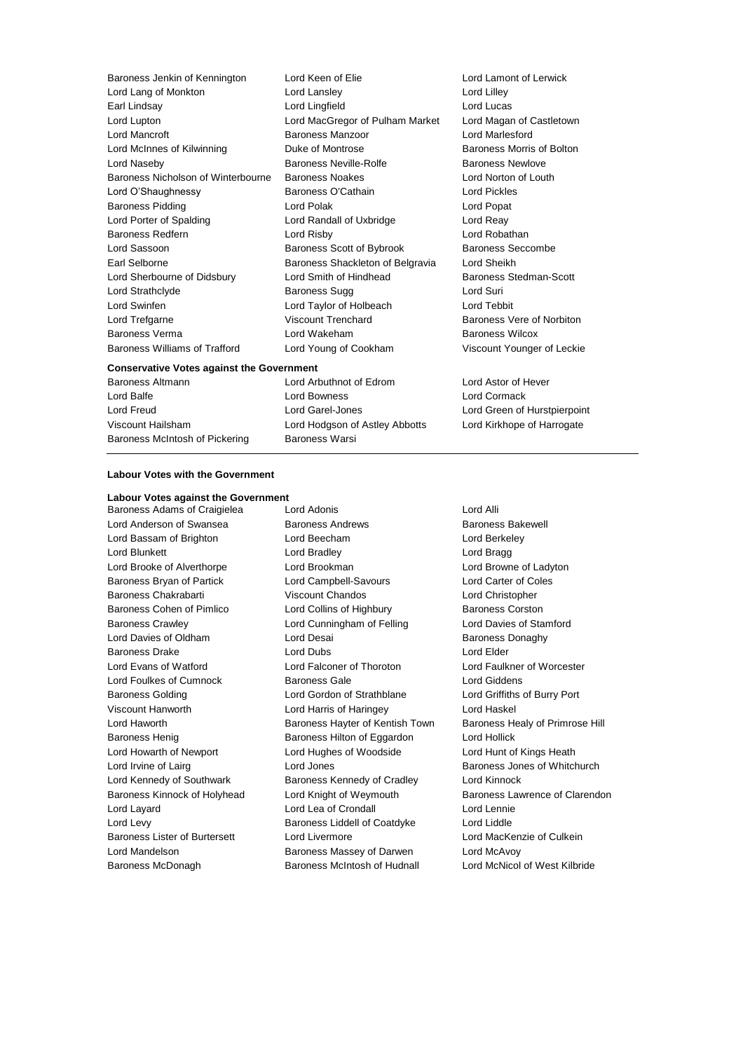Baroness Jenkin of Kennington, Lord Keen of Elie, Lord Lamont of Lerwick, Lord Lang of Monkton, Lord Lansley, Lord Lilley, Earl Lindsay, Lord Lingfield, Lord Lucas, Lord Lupton, Lord MacGregor of Pulham Market, Lord Magan of Castletown, Lord Mancroft, Baroness Manzoor, Lord Marlesford, Lord McInnes of Kilwinning, Duke of Montrose, Baroness Morris of Bolton, Lord Naseby, Baroness Neville-Rolfe, Baroness Newlove, Baroness Nicholson of Winterbourne, Baroness Noakes, Lord Norton of Louth, Lord O'Shaughnessy, Baroness O'Cathain, Lord Pickles, Baroness Pidding, Lord Polak, Lord Popat, Lord Porter of Spalding, Lord Randall of Uxbridge, Lord Reay, Baroness Redfern, Lord Risby, Lord Robathan, Lord Sassoon, Baroness Scott of Bybrook, Baroness Seccombe, Earl Selborne, Baroness Shackleton of Belgravia, Lord Sheikh, Lord Sherbourne of Didsbury, Lord Smith of Hindhead, Baroness Stedman-Scott, Lord Strathclyde, Baroness Sugg, Lord Suri, Lord Swinfen, Lord Taylor of Holbeach, Lord Tebbit, Lord Trefgarne, Viscount Trenchard, Baroness Vere of Norbiton, Baroness Verma, Lord Wakeham, Baroness Wilcox, Baroness Williams of Trafford, Lord Young of Cookham, Viscount Younger of Leckie

**Conservative Votes against the Government**

Baroness Altmann, Lord Arbuthnot of Edrom, Lord Astor of Hever, Lord Balfe, Lord Bowness, Lord Cormack, Lord Freud, Lord Garel-Jones, Lord Green of Hurstpierpoint, Viscount Hailsham, Lord Hodgson of Astley Abbotts, Lord Kirkhope of Harrogate, Baroness McIntosh of Pickering, Baroness Warsi

---

**Labour Votes with the Government**

**Labour Votes against the Government**

Baroness Adams of Craigielea, Lord Adonis, Lord Alli, Lord Anderson of Swansea, Baroness Andrews, Baroness Bakewell, Lord Bassam of Brighton, Lord Beecham, Lord Berkeley, Lord Blunkett, Lord Bradley, Lord Bragg, Lord Brooke of Alverthorpe, Lord Brookman, Lord Browne of Ladyton, Baroness Bryan of Partick, Lord Campbell-Savours, Lord Carter of Coles, Baroness Chakrabarti, Viscount Chandos, Lord Christopher, Baroness Cohen of Pimlico, Lord Collins of Highbury, Baroness Corston, Baroness Crawley, Lord Cunningham of Felling, Lord Davies of Stamford, Lord Davies of Oldham, Lord Desai, Baroness Donaghy, Baroness Drake, Lord Dubs, Lord Elder, Lord Evans of Watford, Lord Falconer of Thoroton, Lord Faulkner of Worcester, Lord Foulkes of Cumnock, Baroness Gale, Lord Giddens, Baroness Golding, Lord Gordon of Strathblane, Lord Griffiths of Burry Port, Viscount Hanworth, Lord Harris of Haringey, Lord Haskel, Lord Haworth, Baroness Hayter of Kentish Town, Baroness Healy of Primrose Hill, Baroness Henig, Baroness Hilton of Eggardon, Lord Hollick, Lord Howarth of Newport, Lord Hughes of Woodside, Lord Hunt of Kings Heath, Lord Irvine of Lairg, Lord Jones, Baroness Jones of Whitchurch, Lord Kennedy of Southwark, Baroness Kennedy of Cradley, Lord Kinnock, Baroness Kinnock of Holyhead, Lord Knight of Weymouth, Baroness Lawrence of Clarendon, Lord Layard, Lord Lea of Crondall, Lord Lennie, Lord Levy, Baroness Liddell of Coatdyke, Lord Liddle, Baroness Lister of Burtersett, Lord Livermore, Lord MacKenzie of Culkein, Lord Mandelson, Baroness Massey of Darwen, Lord McAvoy, Baroness McDonagh, Baroness McIntosh of Hudnall, Lord McNicol of West Kilbride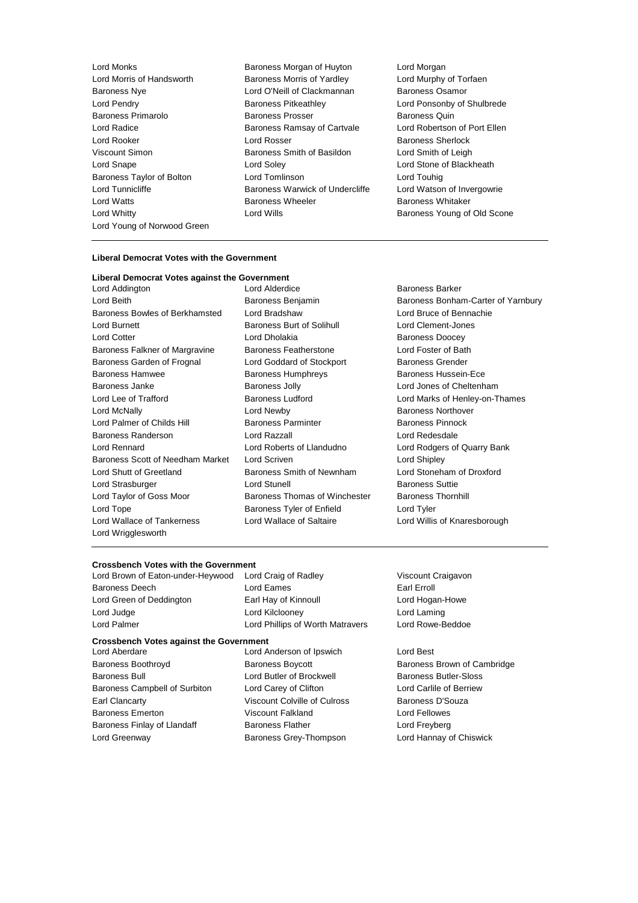Lord Monks
Baroness Morgan of Huyton
Lord Morgan
Lord Morris of Handsworth
Baroness Morris of Yardley
Lord Murphy of Torfaen
Baroness Nye
Lord O'Neill of Clackmannan
Baroness Osamor
Lord Pendry
Baroness Pitkeathley
Lord Ponsonby of Shulbrede
Baroness Primarolo
Baroness Prosser
Baroness Quin
Lord Radice
Baroness Ramsay of Cartvale
Lord Robertson of Port Ellen
Lord Rooker
Lord Rosser
Baroness Sherlock
Viscount Simon
Baroness Smith of Basildon
Lord Smith of Leigh
Lord Snape
Lord Soley
Lord Stone of Blackheath
Baroness Taylor of Bolton
Lord Tomlinson
Lord Touhig
Lord Tunnicliffe
Baroness Warwick of Undercliffe
Lord Watson of Invergowrie
Lord Watts
Baroness Wheeler
Baroness Whitaker
Lord Whitty
Lord Wills
Baroness Young of Old Scone
Lord Young of Norwood Green

---

**Liberal Democrat Votes with the Government**

**Liberal Democrat Votes against the Government**

Lord Addington
Lord Alderdice
Baroness Barker
Lord Beith
Baroness Benjamin
Baroness Bonham-Carter of Yarnbury
Baroness Bowles of Berkhamsted
Lord Bradshaw
Lord Bruce of Bennachie
Lord Burnett
Baroness Burt of Solihull
Lord Clement-Jones
Lord Cotter
Lord Dholakia
Baroness Doocey
Baroness Falkner of Margravine
Baroness Featherstone
Lord Foster of Bath
Baroness Garden of Frognal
Lord Goddard of Stockport
Baroness Grender
Baroness Hamwee
Baroness Humphreys
Baroness Hussein-Ece
Baroness Janke
Baroness Jolly
Lord Jones of Cheltenham
Lord Lee of Trafford
Baroness Ludford
Lord Marks of Henley-on-Thames
Lord McNally
Lord Newby
Baroness Northover
Lord Palmer of Childs Hill
Baroness Parminter
Baroness Pinnock
Baroness Randerson
Lord Razzall
Lord Redesdale
Lord Rennard
Lord Roberts of Llandudno
Lord Rodgers of Quarry Bank
Baroness Scott of Needham Market
Lord Scriven
Lord Shipley
Lord Shutt of Greetland
Baroness Smith of Newnham
Lord Stoneham of Droxford
Lord Strasburger
Lord Stunell
Baroness Suttie
Lord Taylor of Goss Moor
Baroness Thomas of Winchester
Baroness Thornhill
Lord Tope
Baroness Tyler of Enfield
Lord Tyler
Lord Wallace of Tankerness
Lord Wallace of Saltaire
Lord Willis of Knaresborough
Lord Wrigglesworth

---

**Crossbench Votes with the Government**

Lord Brown of Eaton-under-Heywood
Lord Craig of Radley
Viscount Craigavon
Baroness Deech
Lord Eames
Earl Erroll
Lord Green of Deddington
Earl Hay of Kinnoull
Lord Hogan-Howe
Lord Judge
Lord Kilclooney
Lord Laming
Lord Palmer
Lord Phillips of Worth Matravers
Lord Rowe-Beddoe

**Crossbench Votes against the Government**

Lord Aberdare
Lord Anderson of Ipswich
Lord Best
Baroness Boothroyd
Baroness Boycott
Baroness Brown of Cambridge
Baroness Bull
Lord Butler of Brockwell
Baroness Butler-Sloss
Baroness Campbell of Surbiton
Lord Carey of Clifton
Lord Carlile of Berriew
Earl Clancarty
Viscount Colville of Culross
Baroness D'Souza
Baroness Emerton
Viscount Falkland
Lord Fellowes
Baroness Finlay of Llandaff
Baroness Flather
Lord Freyberg
Lord Greenway
Baroness Grey-Thompson
Lord Hannay of Chiswick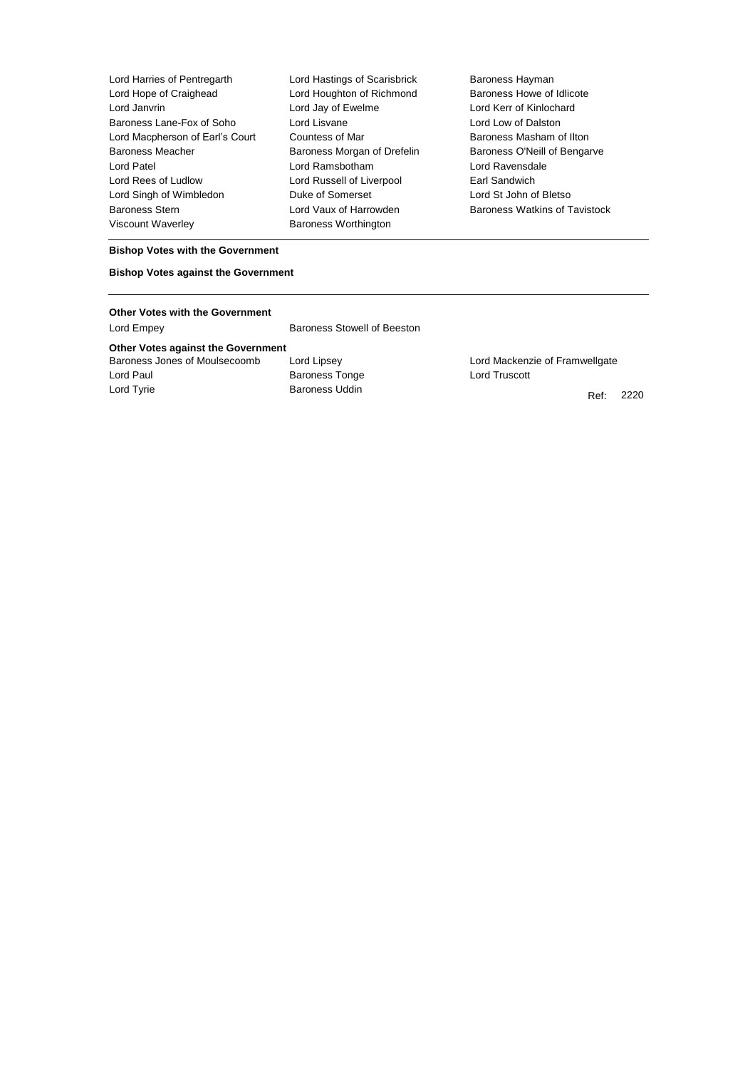Lord Harries of Pentregarth
Lord Hastings of Scarisbrick
Baroness Hayman
Lord Hope of Craighead
Lord Houghton of Richmond
Baroness Howe of Idlicote
Lord Janvrin
Lord Jay of Ewelme
Lord Kerr of Kinlochard
Baroness Lane-Fox of Soho
Lord Lisvane
Lord Low of Dalston
Lord Macpherson of Earl's Court
Countess of Mar
Baroness Masham of Ilton
Baroness Meacher
Baroness Morgan of Drefelin
Baroness O'Neill of Bengarve
Lord Patel
Lord Ramsbotham
Lord Ravensdale
Lord Rees of Ludlow
Lord Russell of Liverpool
Earl Sandwich
Lord Singh of Wimbledon
Duke of Somerset
Lord St John of Bletso
Baroness Stern
Lord Vaux of Harrowden
Baroness Watkins of Tavistock
Viscount Waverley
Baroness Worthington

**Bishop Votes with the Government**

**Bishop Votes against the Government**

**Other Votes with the Government**

Lord Empey
Baroness Stowell of Beeston

**Other Votes against the Government**

Baroness Jones of Moulsecoomb
Lord Lipsey
Lord Mackenzie of Framwellgate
Lord Paul
Baroness Tonge
Lord Truscott
Lord Tyrie
Baroness Uddin

Ref: 2220